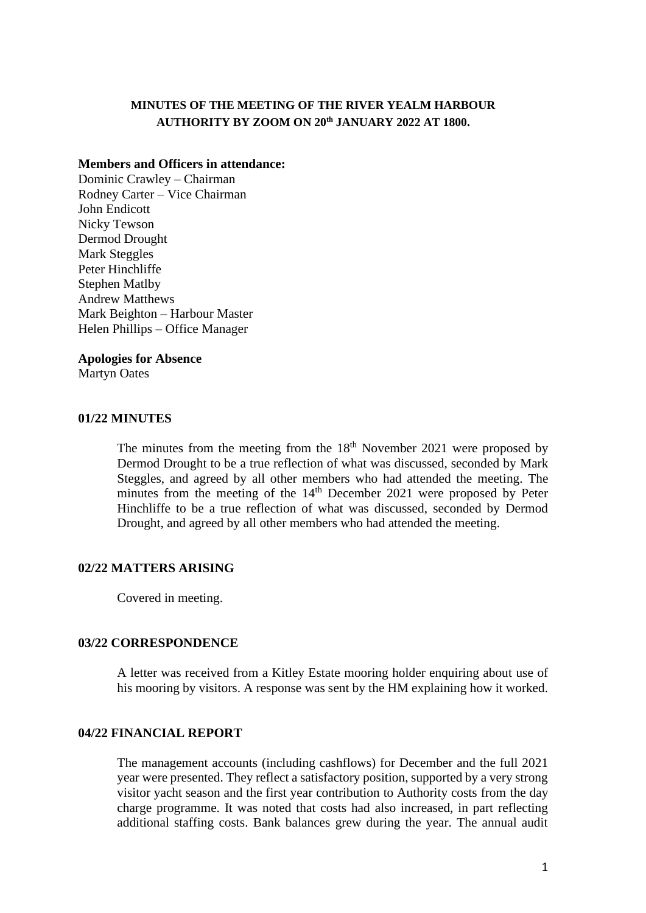**MINUTES OF THE MEETING OF THE RIVER YEALM HARBOUR AUTHORITY BY ZOOM ON 20th JANUARY 2022 AT 1800.**

**Members and Officers in attendance:**
Dominic Crawley – Chairman
Rodney Carter – Vice Chairman
John Endicott
Nicky Tewson
Dermod Drought
Mark Steggles
Peter Hinchliffe
Stephen Matlby
Andrew Matthews
Mark Beighton – Harbour Master
Helen Phillips – Office Manager

**Apologies for Absence**
Martyn Oates

**01/22 MINUTES**

The minutes from the meeting from the 18th November 2021 were proposed by Dermod Drought to be a true reflection of what was discussed, seconded by Mark Steggles, and agreed by all other members who had attended the meeting. The minutes from the meeting of the 14th December 2021 were proposed by Peter Hinchliffe to be a true reflection of what was discussed, seconded by Dermod Drought, and agreed by all other members who had attended the meeting.

**02/22 MATTERS ARISING**

Covered in meeting.

**03/22 CORRESPONDENCE**

A letter was received from a Kitley Estate mooring holder enquiring about use of his mooring by visitors. A response was sent by the HM explaining how it worked.

**04/22 FINANCIAL REPORT**

The management accounts (including cashflows) for December and the full 2021 year were presented. They reflect a satisfactory position, supported by a very strong visitor yacht season and the first year contribution to Authority costs from the day charge programme. It was noted that costs had also increased, in part reflecting additional staffing costs. Bank balances grew during the year. The annual audit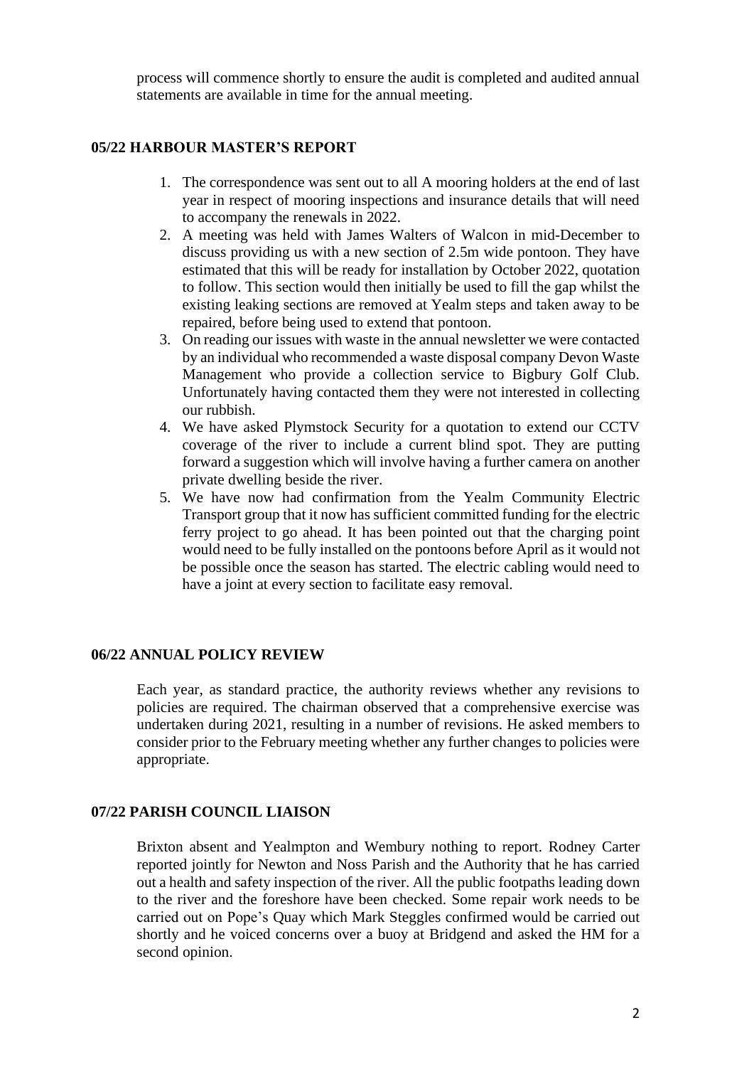process will commence shortly to ensure the audit is completed and audited annual statements are available in time for the annual meeting.

## 05/22 HARBOUR MASTER'S REPORT

1. The correspondence was sent out to all A mooring holders at the end of last year in respect of mooring inspections and insurance details that will need to accompany the renewals in 2022.
2. A meeting was held with James Walters of Walcon in mid-December to discuss providing us with a new section of 2.5m wide pontoon. They have estimated that this will be ready for installation by October 2022, quotation to follow. This section would then initially be used to fill the gap whilst the existing leaking sections are removed at Yealm steps and taken away to be repaired, before being used to extend that pontoon.
3. On reading our issues with waste in the annual newsletter we were contacted by an individual who recommended a waste disposal company Devon Waste Management who provide a collection service to Bigbury Golf Club. Unfortunately having contacted them they were not interested in collecting our rubbish.
4. We have asked Plymstock Security for a quotation to extend our CCTV coverage of the river to include a current blind spot. They are putting forward a suggestion which will involve having a further camera on another private dwelling beside the river.
5. We have now had confirmation from the Yealm Community Electric Transport group that it now has sufficient committed funding for the electric ferry project to go ahead. It has been pointed out that the charging point would need to be fully installed on the pontoons before April as it would not be possible once the season has started. The electric cabling would need to have a joint at every section to facilitate easy removal.

## 06/22 ANNUAL POLICY REVIEW

Each year, as standard practice, the authority reviews whether any revisions to policies are required. The chairman observed that a comprehensive exercise was undertaken during 2021, resulting in a number of revisions. He asked members to consider prior to the February meeting whether any further changes to policies were appropriate.

## 07/22 PARISH COUNCIL LIAISON

Brixton absent and Yealmpton and Wembury nothing to report. Rodney Carter reported jointly for Newton and Noss Parish and the Authority that he has carried out a health and safety inspection of the river. All the public footpaths leading down to the river and the foreshore have been checked. Some repair work needs to be carried out on Pope's Quay which Mark Steggles confirmed would be carried out shortly and he voiced concerns over a buoy at Bridgend and asked the HM for a second opinion.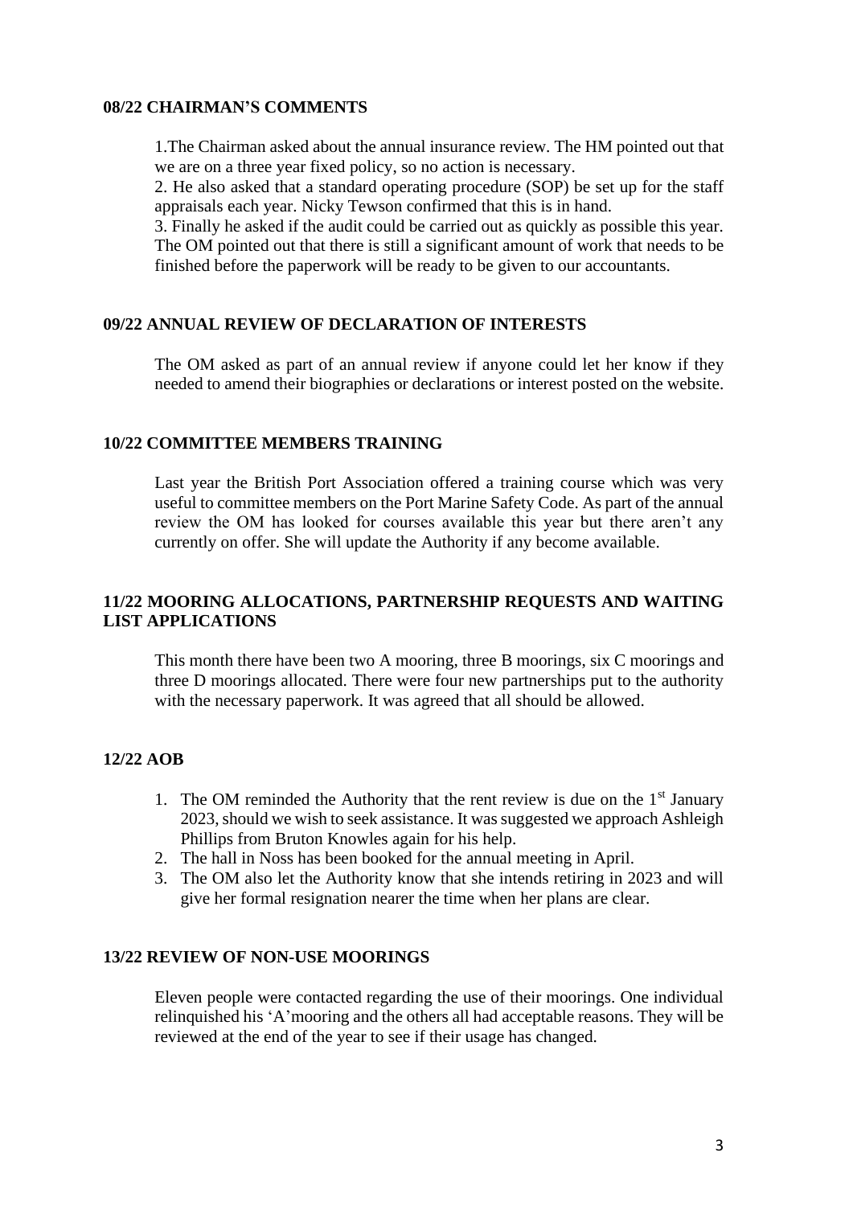### 08/22 CHAIRMAN'S COMMENTS

1.The Chairman asked about the annual insurance review. The HM pointed out that we are on a three year fixed policy, so no action is necessary.
2. He also asked that a standard operating procedure (SOP) be set up for the staff appraisals each year. Nicky Tewson confirmed that this is in hand.
3. Finally he asked if the audit could be carried out as quickly as possible this year. The OM pointed out that there is still a significant amount of work that needs to be finished before the paperwork will be ready to be given to our accountants.

### 09/22 ANNUAL REVIEW OF DECLARATION OF INTERESTS

The OM asked as part of an annual review if anyone could let her know if they needed to amend their biographies or declarations or interest posted on the website.

### 10/22 COMMITTEE MEMBERS TRAINING

Last year the British Port Association offered a training course which was very useful to committee members on the Port Marine Safety Code. As part of the annual review the OM has looked for courses available this year but there aren't any currently on offer. She will update the Authority if any become available.

### 11/22 MOORING ALLOCATIONS, PARTNERSHIP REQUESTS AND WAITING LIST APPLICATIONS

This month there have been two A mooring, three B moorings, six C moorings and three D moorings allocated. There were four new partnerships put to the authority with the necessary paperwork. It was agreed that all should be allowed.

### 12/22 AOB

1. The OM reminded the Authority that the rent review is due on the 1st January 2023, should we wish to seek assistance. It was suggested we approach Ashleigh Phillips from Bruton Knowles again for his help.
2. The hall in Noss has been booked for the annual meeting in April.
3. The OM also let the Authority know that she intends retiring in 2023 and will give her formal resignation nearer the time when her plans are clear.

### 13/22 REVIEW OF NON-USE MOORINGS

Eleven people were contacted regarding the use of their moorings. One individual relinquished his 'A'mooring and the others all had acceptable reasons. They will be reviewed at the end of the year to see if their usage has changed.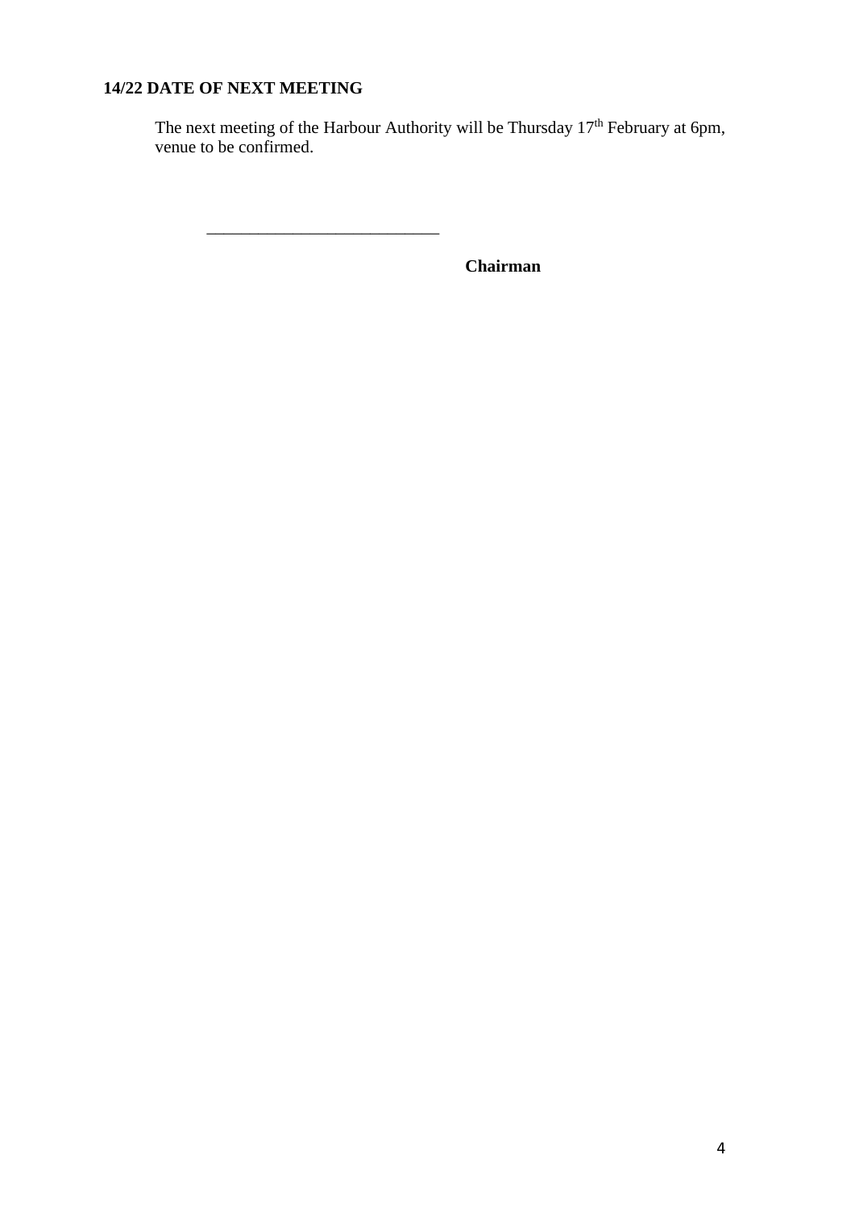**14/22 DATE OF NEXT MEETING**

The next meeting of the Harbour Authority will be Thursday 17th February at 6pm, venue to be confirmed.

___________________________

**Chairman**